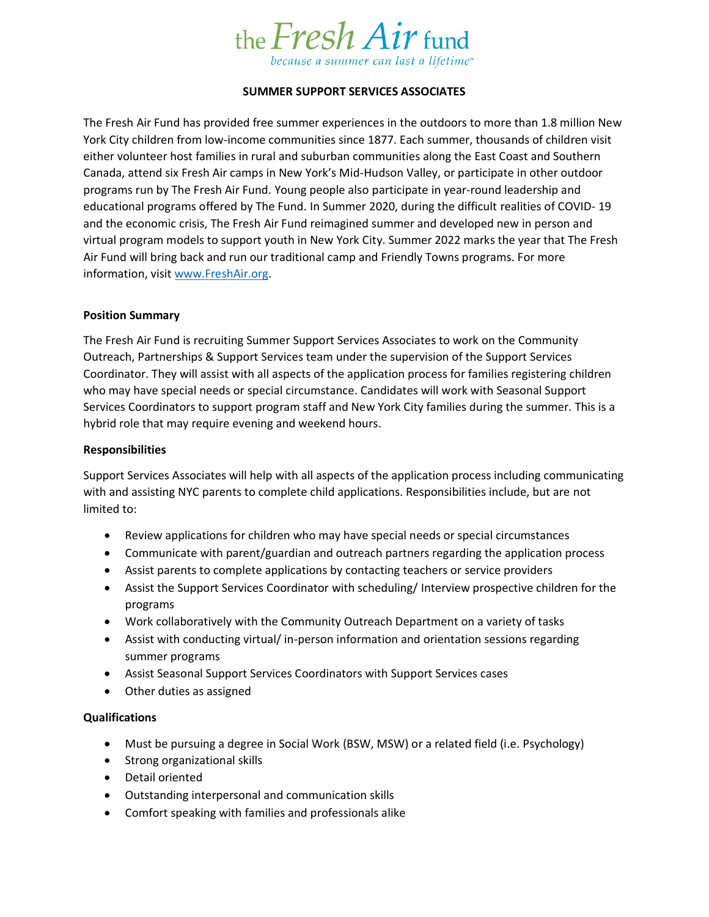the Fresh Air fund

*because a summer can last a lifetime™*

# SUMMER SUPPORT SERVICES ASSOCIATES

The Fresh Air Fund has provided free summer experiences in the outdoors to more than 1.8 million New York City children from low-income communities since 1877. Each summer, thousands of children visit either volunteer host families in rural and suburban communities along the East Coast and Southern Canada, attend six Fresh Air camps in New York's Mid-Hudson Valley, or participate in other outdoor programs run by The Fresh Air Fund. Young people also participate in year-round leadership and educational programs offered by The Fund. In Summer 2020, during the difficult realities of COVID- 19 and the economic crisis, The Fresh Air Fund reimagined summer and developed new in person and virtual program models to support youth in New York City. Summer 2022 marks the year that The Fresh Air Fund will bring back and run our traditional camp and Friendly Towns programs. For more information, visit [www.FreshAir.org](http://www.FreshAir.org).

## Position Summary

The Fresh Air Fund is recruiting Summer Support Services Associates to work on the Community Outreach, Partnerships & Support Services team under the supervision of the Support Services Coordinator. They will assist with all aspects of the application process for families registering children who may have special needs or special circumstance. Candidates will work with Seasonal Support Services Coordinators to support program staff and New York City families during the summer. This is a hybrid role that may require evening and weekend hours.

## Responsibilities

Support Services Associates will help with all aspects of the application process including communicating with and assisting NYC parents to complete child applications. Responsibilities include, but are not limited to:

- Review applications for children who may have special needs or special circumstances
- Communicate with parent/guardian and outreach partners regarding the application process
- Assist parents to complete applications by contacting teachers or service providers
- Assist the Support Services Coordinator with scheduling/ Interview prospective children for the programs
- Work collaboratively with the Community Outreach Department on a variety of tasks
- Assist with conducting virtual/ in-person information and orientation sessions regarding summer programs
- Assist Seasonal Support Services Coordinators with Support Services cases
- Other duties as assigned

## Qualifications

- Must be pursuing a degree in Social Work (BSW, MSW) or a related field (i.e. Psychology)
- Strong organizational skills
- Detail oriented
- Outstanding interpersonal and communication skills
- Comfort speaking with families and professionals alike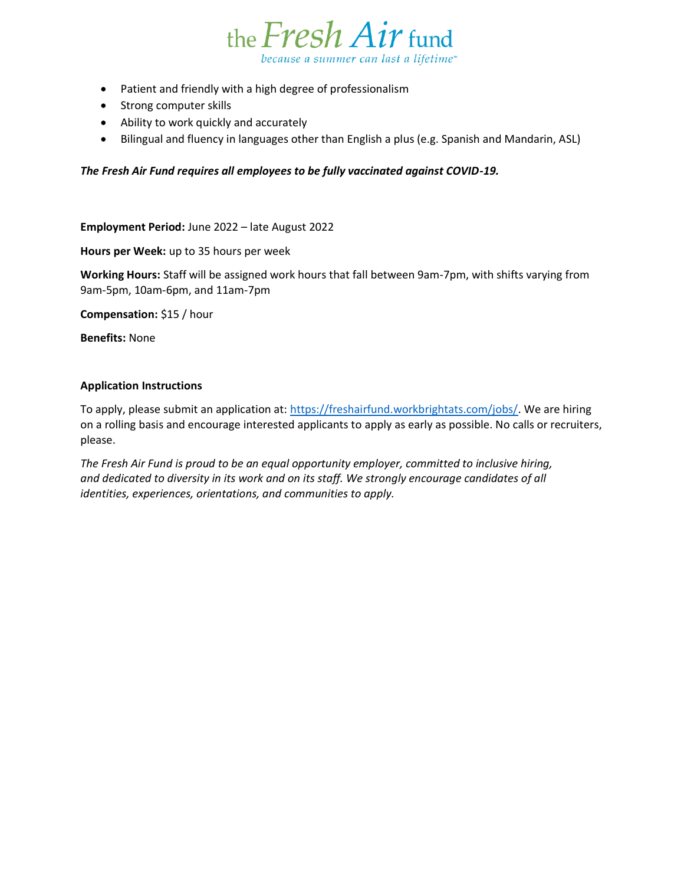- Patient and friendly with a high degree of professionalism
- Strong computer skills
- Ability to work quickly and accurately
- Bilingual and fluency in languages other than English a plus (e.g. Spanish and Mandarin, ASL)

***The Fresh Air Fund requires all employees to be fully vaccinated against COVID-19.***

**Employment Period:** June 2022 – late August 2022

**Hours per Week:** up to 35 hours per week

**Working Hours:** Staff will be assigned work hours that fall between 9am-7pm, with shifts varying from 9am-5pm, 10am-6pm, and 11am-7pm

**Compensation:** $15 / hour

**Benefits:** None

**Application Instructions**

To apply, please submit an application at: [https://freshairfund.workbrightats.com/jobs/](https://freshairfund.workbrightats.com/jobs/). We are hiring on a rolling basis and encourage interested applicants to apply as early as possible. No calls or recruiters, please.

*The Fresh Air Fund is proud to be an equal opportunity employer, committed to inclusive hiring, and dedicated to diversity in its work and on its staff. We strongly encourage candidates of all identities, experiences, orientations, and communities to apply.*